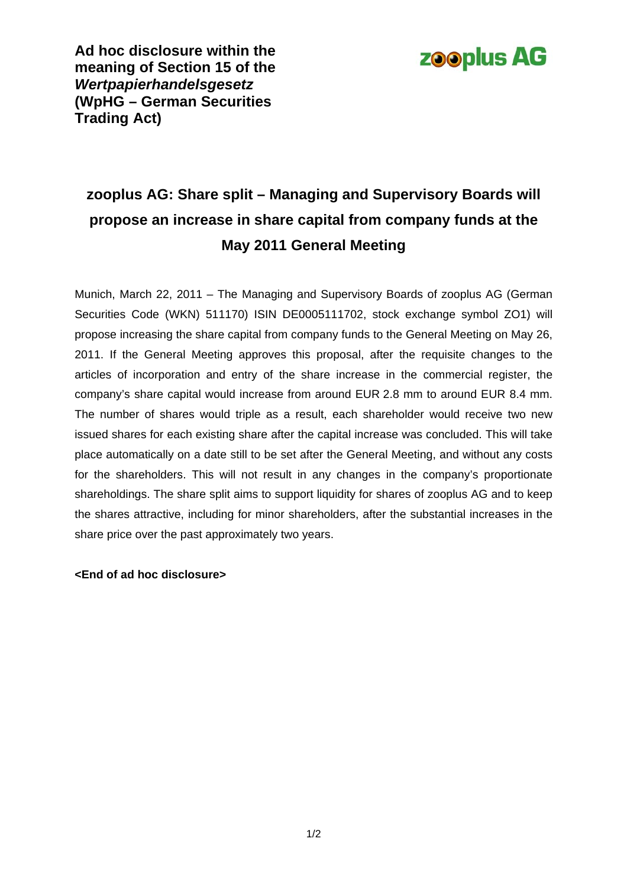**Ad hoc disclosure within the meaning of Section 15 of the *Wertpapierhandelsgesetz* (WpHG – German Securities Trading Act)**

zooplus AG

# zooplus AG: Share split – Managing and Supervisory Boards will propose an increase in share capital from company funds at the May 2011 General Meeting

Munich, March 22, 2011 – The Managing and Supervisory Boards of zooplus AG (German Securities Code (WKN) 511170) ISIN DE0005111702, stock exchange symbol ZO1) will propose increasing the share capital from company funds to the General Meeting on May 26, 2011. If the General Meeting approves this proposal, after the requisite changes to the articles of incorporation and entry of the share increase in the commercial register, the company's share capital would increase from around EUR 2.8 mm to around EUR 8.4 mm. The number of shares would triple as a result, each shareholder would receive two new issued shares for each existing share after the capital increase was concluded. This will take place automatically on a date still to be set after the General Meeting, and without any costs for the shareholders. This will not result in any changes in the company's proportionate shareholdings. The share split aims to support liquidity for shares of zooplus AG and to keep the shares attractive, including for minor shareholders, after the substantial increases in the share price over the past approximately two years.

**<End of ad hoc disclosure>**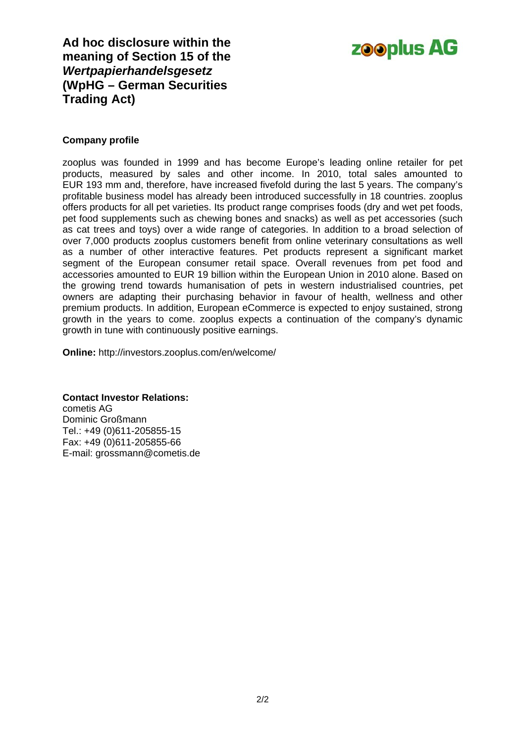**Ad hoc disclosure within the meaning of Section 15 of the *Wertpapierhandelsgesetz* (WpHG – German Securities Trading Act)**

**zooplus AG**

**Company profile**

zooplus was founded in 1999 and has become Europe's leading online retailer for pet products, measured by sales and other income. In 2010, total sales amounted to EUR 193 mm and, therefore, have increased fivefold during the last 5 years. The company's profitable business model has already been introduced successfully in 18 countries. zooplus offers products for all pet varieties. Its product range comprises foods (dry and wet pet foods, pet food supplements such as chewing bones and snacks) as well as pet accessories (such as cat trees and toys) over a wide range of categories. In addition to a broad selection of over 7,000 products zooplus customers benefit from online veterinary consultations as well as a number of other interactive features. Pet products represent a significant market segment of the European consumer retail space. Overall revenues from pet food and accessories amounted to EUR 19 billion within the European Union in 2010 alone. Based on the growing trend towards humanisation of pets in western industrialised countries, pet owners are adapting their purchasing behavior in favour of health, wellness and other premium products. In addition, European eCommerce is expected to enjoy sustained, strong growth in the years to come. zooplus expects a continuation of the company's dynamic growth in tune with continuously positive earnings.

**Online:** http://investors.zooplus.com/en/welcome/

**Contact Investor Relations:**
cometis AG
Dominic Großmann
Tel.: +49 (0)611-205855-15
Fax: +49 (0)611-205855-66
E-mail: grossmann@cometis.de